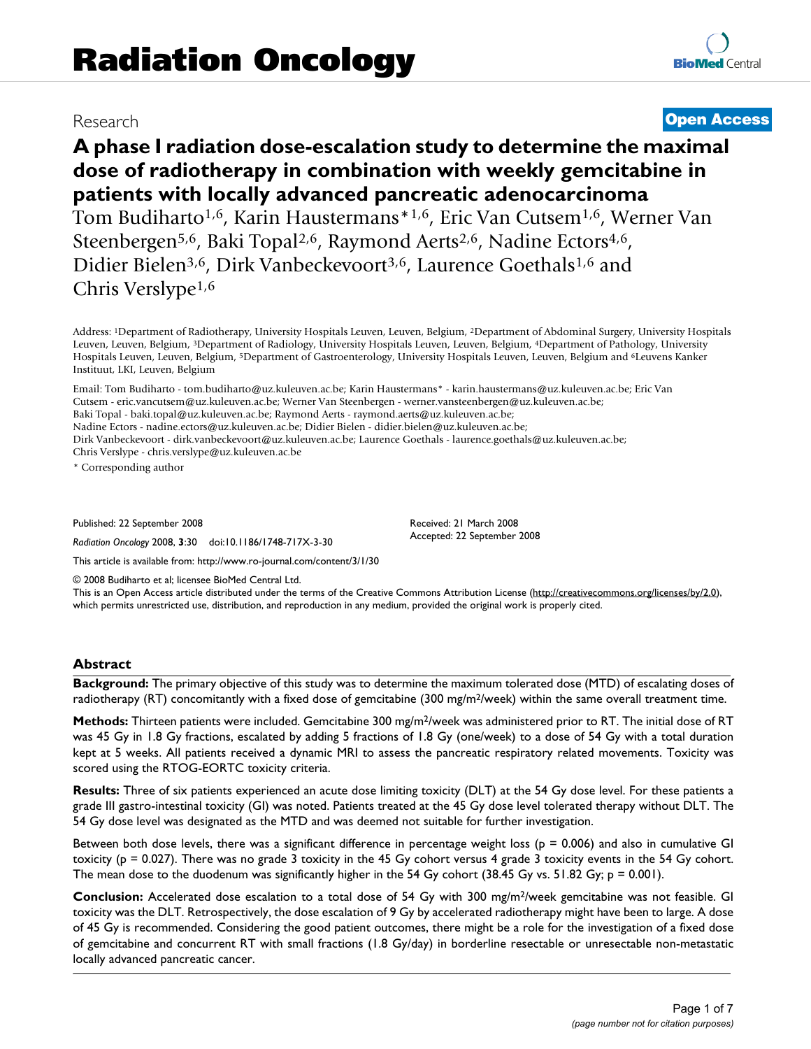# Radiation Oncology

Research

**Open Access**

## A phase I radiation dose-escalation study to determine the maximal dose of radiotherapy in combination with weekly gemcitabine in patients with locally advanced pancreatic adenocarcinoma

Tom Budiharto[1,6], Karin Haustermans*[1,6], Eric Van Cutsem[1,6], Werner Van Steenbergen[5,6], Baki Topal[2,6], Raymond Aerts[2,6], Nadine Ectors[4,6], Didier Bielen[3,6], Dirk Vanbeckevoort[3,6], Laurence Goethals[1,6] and Chris Verslype[1,6]

Address: [1]Department of Radiotherapy, University Hospitals Leuven, Leuven, Belgium, [2]Department of Abdominal Surgery, University Hospitals Leuven, Leuven, Belgium, [3]Department of Radiology, University Hospitals Leuven, Leuven, Belgium, [4]Department of Pathology, University Hospitals Leuven, Leuven, Belgium, [5]Department of Gastroenterology, University Hospitals Leuven, Leuven, Belgium and [6]Leuvens Kanker Instituut, LKI, Leuven, Belgium

Email: Tom Budiharto - tom.budiharto@uz.kuleuven.ac.be; Karin Haustermans* - karin.haustermans@uz.kuleuven.ac.be; Eric Van Cutsem - eric.vancutsem@uz.kuleuven.ac.be; Werner Van Steenbergen - werner.vansteenbergen@uz.kuleuven.ac.be; Baki Topal - baki.topal@uz.kuleuven.ac.be; Raymond Aerts - raymond.aerts@uz.kuleuven.ac.be; Nadine Ectors - nadine.ectors@uz.kuleuven.ac.be; Didier Bielen - didier.bielen@uz.kuleuven.ac.be; Dirk Vanbeckevoort - dirk.vanbeckevoort@uz.kuleuven.ac.be; Laurence Goethals - laurence.goethals@uz.kuleuven.ac.be; Chris Verslype - chris.verslype@uz.kuleuven.ac.be

* Corresponding author

Published: 22 September 2008

*Radiation Oncology* 2008, **3**:30 doi:10.1186/1748-717X-3-30

Received: 21 March 2008
Accepted: 22 September 2008

This article is available from: http://www.ro-journal.com/content/3/1/30

© 2008 Budiharto et al; licensee BioMed Central Ltd.
This is an Open Access article distributed under the terms of the Creative Commons Attribution License (http://creativecommons.org/licenses/by/2.0), which permits unrestricted use, distribution, and reproduction in any medium, provided the original work is properly cited.

### Abstract

**Background:** The primary objective of this study was to determine the maximum tolerated dose (MTD) of escalating doses of radiotherapy (RT) concomitantly with a fixed dose of gemcitabine (300 mg/m$^2$/week) within the same overall treatment time.

**Methods:** Thirteen patients were included. Gemcitabine 300 mg/m$^2$/week was administered prior to RT. The initial dose of RT was 45 Gy in 1.8 Gy fractions, escalated by adding 5 fractions of 1.8 Gy (one/week) to a dose of 54 Gy with a total duration kept at 5 weeks. All patients received a dynamic MRI to assess the pancreatic respiratory related movements. Toxicity was scored using the RTOG-EORTC toxicity criteria.

**Results:** Three of six patients experienced an acute dose limiting toxicity (DLT) at the 54 Gy dose level. For these patients a grade III gastro-intestinal toxicity (GI) was noted. Patients treated at the 45 Gy dose level tolerated therapy without DLT. The 54 Gy dose level was designated as the MTD and was deemed not suitable for further investigation.

Between both dose levels, there was a significant difference in percentage weight loss ($p = 0.006$) and also in cumulative GI toxicity ($p = 0.027$). There was no grade 3 toxicity in the 45 Gy cohort versus 4 grade 3 toxicity events in the 54 Gy cohort. The mean dose to the duodenum was significantly higher in the 54 Gy cohort (38.45 Gy vs. 51.82 Gy; $p = 0.001$).

**Conclusion:** Accelerated dose escalation to a total dose of 54 Gy with 300 mg/m$^2$/week gemcitabine was not feasible. GI toxicity was the DLT. Retrospectively, the dose escalation of 9 Gy by accelerated radiotherapy might have been to large. A dose of 45 Gy is recommended. Considering the good patient outcomes, there might be a role for the investigation of a fixed dose of gemcitabine and concurrent RT with small fractions (1.8 Gy/day) in borderline resectable or unresectable non-metastatic locally advanced pancreatic cancer.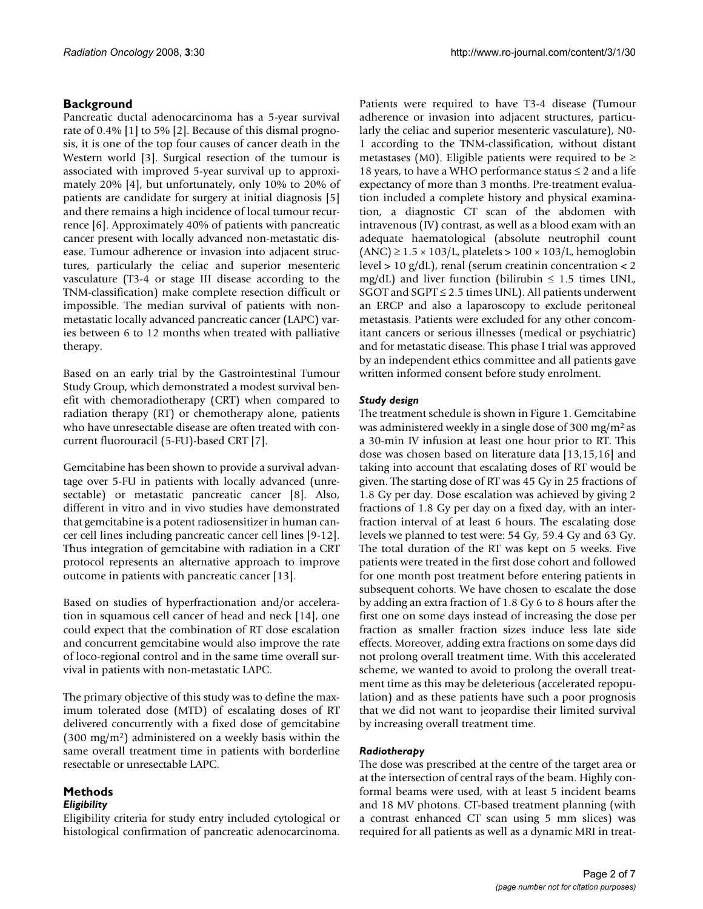## Background

Pancreatic ductal adenocarcinoma has a 5-year survival rate of 0.4% [1] to 5% [2]. Because of this dismal prognosis, it is one of the top four causes of cancer death in the Western world [3]. Surgical resection of the tumour is associated with improved 5-year survival up to approximately 20% [4], but unfortunately, only 10% to 20% of patients are candidate for surgery at initial diagnosis [5] and there remains a high incidence of local tumour recurrence [6]. Approximately 40% of patients with pancreatic cancer present with locally advanced non-metastatic disease. Tumour adherence or invasion into adjacent structures, particularly the celiac and superior mesenteric vasculature (T3-4 or stage III disease according to the TNM-classification) make complete resection difficult or impossible. The median survival of patients with non-metastatic locally advanced pancreatic cancer (LAPC) varies between 6 to 12 months when treated with palliative therapy.

Based on an early trial by the Gastrointestinal Tumour Study Group, which demonstrated a modest survival benefit with chemoradiotherapy (CRT) when compared to radiation therapy (RT) or chemotherapy alone, patients who have unresectable disease are often treated with concurrent fluorouracil (5-FU)-based CRT [7].

Gemcitabine has been shown to provide a survival advantage over 5-FU in patients with locally advanced (unresectable) or metastatic pancreatic cancer [8]. Also, different in vitro and in vivo studies have demonstrated that gemcitabine is a potent radiosensitizer in human cancer cell lines including pancreatic cancer cell lines [9-12]. Thus integration of gemcitabine with radiation in a CRT protocol represents an alternative approach to improve outcome in patients with pancreatic cancer [13].

Based on studies of hyperfractionation and/or acceleration in squamous cell cancer of head and neck [14], one could expect that the combination of RT dose escalation and concurrent gemcitabine would also improve the rate of loco-regional control and in the same time overall survival in patients with non-metastatic LAPC.

The primary objective of this study was to define the maximum tolerated dose (MTD) of escalating doses of RT delivered concurrently with a fixed dose of gemcitabine (300 mg/m$^2$) administered on a weekly basis within the same overall treatment time in patients with borderline resectable or unresectable LAPC.

## Methods

### *Eligibility*

Eligibility criteria for study entry included cytological or histological confirmation of pancreatic adenocarcinoma. Patients were required to have T3-4 disease (Tumour adherence or invasion into adjacent structures, particularly the celiac and superior mesenteric vasculature), N0-1 according to the TNM-classification, without distant metastases (M0). Eligible patients were required to be ≥ 18 years, to have a WHO performance status ≤ 2 and a life expectancy of more than 3 months. Pre-treatment evaluation included a complete history and physical examination, a diagnostic CT scan of the abdomen with intravenous (IV) contrast, as well as a blood exam with an adequate haematological (absolute neutrophil count (ANC) ≥ 1.5 × 103/L, platelets > 100 × 103/L, hemoglobin level > 10 g/dL), renal (serum creatinin concentration < 2 mg/dL) and liver function (bilirubin ≤ 1.5 times UNL, SGOT and SGPT ≤ 2.5 times UNL). All patients underwent an ERCP and also a laparoscopy to exclude peritoneal metastasis. Patients were excluded for any other concomitant cancers or serious illnesses (medical or psychiatric) and for metastatic disease. This phase I trial was approved by an independent ethics committee and all patients gave written informed consent before study enrolment.

### *Study design*

The treatment schedule is shown in Figure 1. Gemcitabine was administered weekly in a single dose of 300 mg/m$^2$ as a 30-min IV infusion at least one hour prior to RT. This dose was chosen based on literature data [13,15,16] and taking into account that escalating doses of RT would be given. The starting dose of RT was 45 Gy in 25 fractions of 1.8 Gy per day. Dose escalation was achieved by giving 2 fractions of 1.8 Gy per day on a fixed day, with an interfraction interval of at least 6 hours. The escalating dose levels we planned to test were: 54 Gy, 59.4 Gy and 63 Gy. The total duration of the RT was kept on 5 weeks. Five patients were treated in the first dose cohort and followed for one month post treatment before entering patients in subsequent cohorts. We have chosen to escalate the dose by adding an extra fraction of 1.8 Gy 6 to 8 hours after the first one on some days instead of increasing the dose per fraction as smaller fraction sizes induce less late side effects. Moreover, adding extra fractions on some days did not prolong overall treatment time. With this accelerated scheme, we wanted to avoid to prolong the overall treatment time as this may be deleterious (accelerated repopulation) and as these patients have such a poor prognosis that we did not want to jeopardise their limited survival by increasing overall treatment time.

### *Radiotherapy*

The dose was prescribed at the centre of the target area or at the intersection of central rays of the beam. Highly conformal beams were used, with at least 5 incident beams and 18 MV photons. CT-based treatment planning (with a contrast enhanced CT scan using 5 mm slices) was required for all patients as well as a dynamic MRI in treat-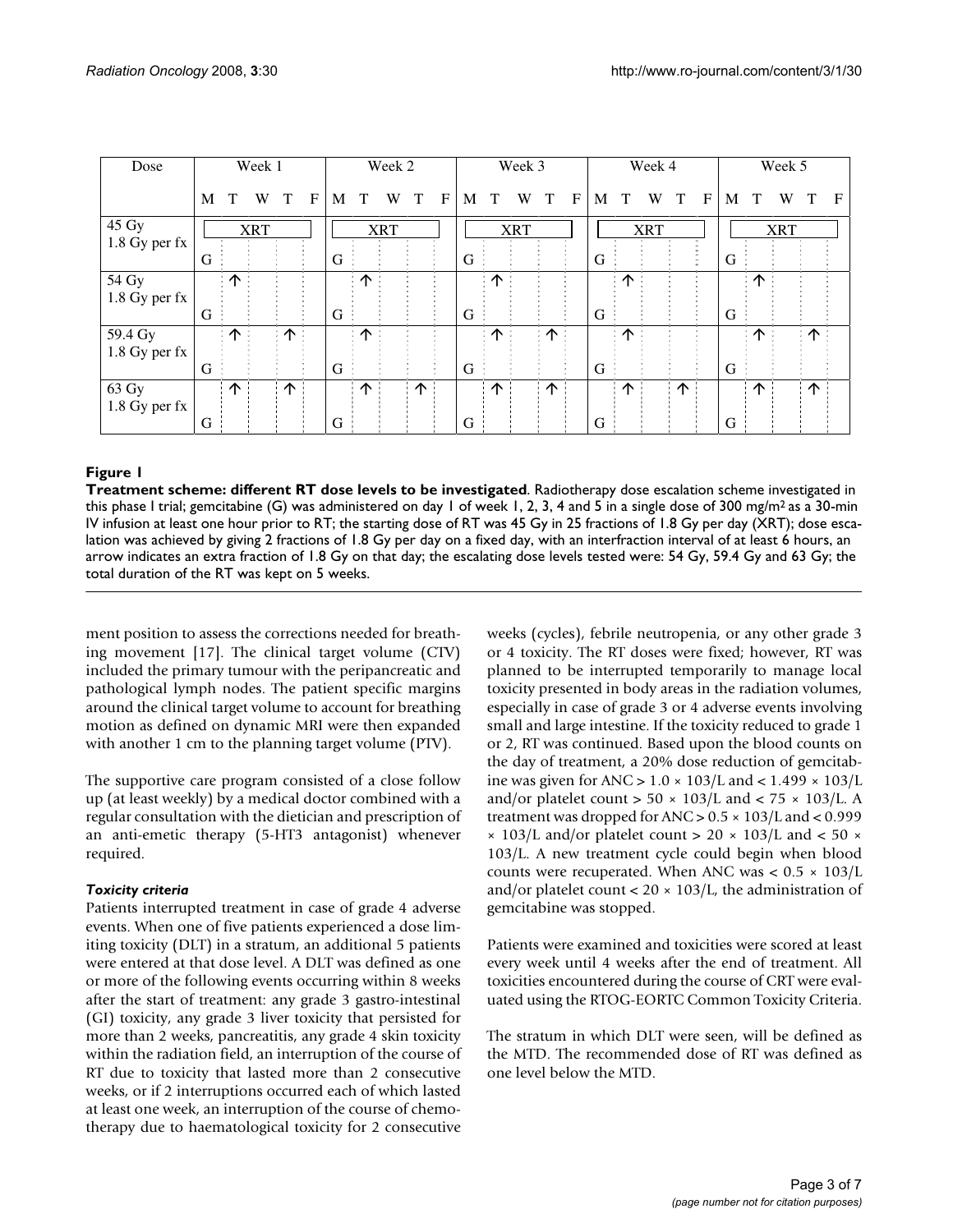| Dose | Week 1 | | | | | Week 2 | | | | | Week 3 | | | | | Week 4 | | | | | Week 5 | | | | |
|---|---|---|---|---|---|---|---|---|---|---|---|---|---|---|---|---|---|---|---|---|---|---|---|---|---|
| | M | T | W | T | F | M | T | W | T | F | M | T | W | T | F | M | T | W | T | F | M | T | W | T | F |
| 45 Gy 1.8 Gy per fx | XRT | | | | | XRT | | | | | XRT | | | | | XRT | | | | | XRT | | | | |
| | G | | | | | G | | | | | G | | | | | G | | | | | G | | | | |
| 54 Gy 1.8 Gy per fx | | ↑ | | | | | ↑ | | | | | ↑ | | | | | ↑ | | | | | ↑ | | | |
| | G | | | | | G | | | | | G | | | | | G | | | | | G | | | | |
| 59.4 Gy 1.8 Gy per fx | | ↑ | | ↑ | | | ↑ | | | | | ↑ | | ↑ | | | ↑ | | | | | ↑ | | ↑ | |
| | G | | | | | G | | | | | G | | | | | G | | | | | G | | | | |
| 63 Gy 1.8 Gy per fx | | ↑ | | ↑ | | | ↑ | | ↑ | | | ↑ | | ↑ | | | ↑ | | ↑ | | | ↑ | | ↑ | |
| | G | | | | | G | | | | | G | | | | | G | | | | | G | | | | |

**Figure 1**

**Treatment scheme: different RT dose levels to be investigated**. Radiotherapy dose escalation scheme investigated in this phase I trial; gemcitabine (G) was administered on day 1 of week 1, 2, 3, 4 and 5 in a single dose of 300 mg/m$^2$ as a 30-min IV infusion at least one hour prior to RT; the starting dose of RT was 45 Gy in 25 fractions of 1.8 Gy per day (XRT); dose escalation was achieved by giving 2 fractions of 1.8 Gy per day on a fixed day, with an interfraction interval of at least 6 hours, an arrow indicates an extra fraction of 1.8 Gy on that day; the escalating dose levels tested were: 54 Gy, 59.4 Gy and 63 Gy; the total duration of the RT was kept on 5 weeks.

ment position to assess the corrections needed for breathing movement [17]. The clinical target volume (CTV) included the primary tumour with the peripancreatic and pathological lymph nodes. The patient specific margins around the clinical target volume to account for breathing motion as defined on dynamic MRI were then expanded with another 1 cm to the planning target volume (PTV).

The supportive care program consisted of a close follow up (at least weekly) by a medical doctor combined with a regular consultation with the dietician and prescription of an anti-emetic therapy (5-HT3 antagonist) whenever required.

### *Toxicity criteria*

Patients interrupted treatment in case of grade 4 adverse events. When one of five patients experienced a dose limiting toxicity (DLT) in a stratum, an additional 5 patients were entered at that dose level. A DLT was defined as one or more of the following events occurring within 8 weeks after the start of treatment: any grade 3 gastro-intestinal (GI) toxicity, any grade 3 liver toxicity that persisted for more than 2 weeks, pancreatitis, any grade 4 skin toxicity within the radiation field, an interruption of the course of RT due to toxicity that lasted more than 2 consecutive weeks, or if 2 interruptions occurred each of which lasted at least one week, an interruption of the course of chemotherapy due to haematological toxicity for 2 consecutive weeks (cycles), febrile neutropenia, or any other grade 3 or 4 toxicity. The RT doses were fixed; however, RT was planned to be interrupted temporarily to manage local toxicity presented in body areas in the radiation volumes, especially in case of grade 3 or 4 adverse events involving small and large intestine. If the toxicity reduced to grade 1 or 2, RT was continued. Based upon the blood counts on the day of treatment, a 20% dose reduction of gemcitabine was given for ANC > 1.0 × 103/L and < 1.499 × 103/L and/or platelet count > 50 × 103/L and < 75 × 103/L. A treatment was dropped for ANC > 0.5 × 103/L and < 0.999 × 103/L and/or platelet count > 20 × 103/L and < 50 × 103/L. A new treatment cycle could begin when blood counts were recuperated. When ANC was < 0.5 × 103/L and/or platelet count < 20 × 103/L, the administration of gemcitabine was stopped.

Patients were examined and toxicities were scored at least every week until 4 weeks after the end of treatment. All toxicities encountered during the course of CRT were evaluated using the RTOG-EORTC Common Toxicity Criteria.

The stratum in which DLT were seen, will be defined as the MTD. The recommended dose of RT was defined as one level below the MTD.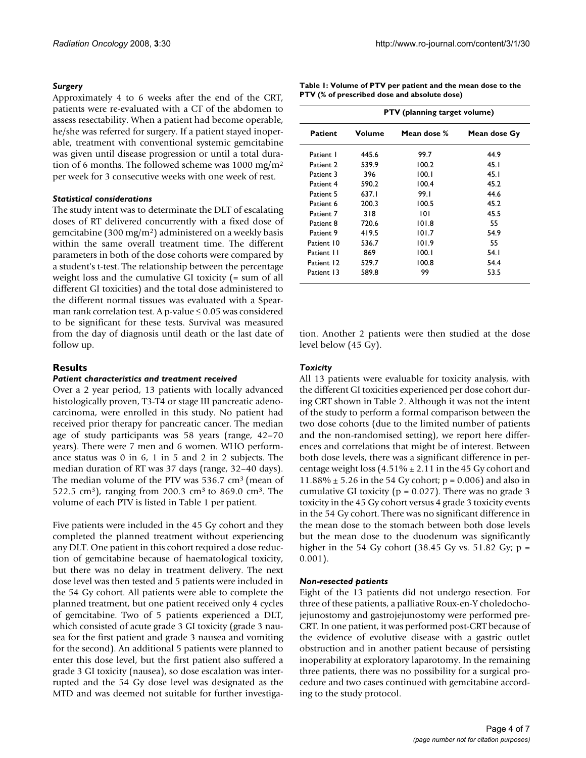### *Surgery*

Approximately 4 to 6 weeks after the end of the CRT, patients were re-evaluated with a CT of the abdomen to assess resectability. When a patient had become operable, he/she was referred for surgery. If a patient stayed inoperable, treatment with conventional systemic gemcitabine was given until disease progression or until a total duration of 6 months. The followed scheme was 1000 mg/m$^2$ per week for 3 consecutive weeks with one week of rest.

### *Statistical considerations*

The study intent was to determinate the DLT of escalating doses of RT delivered concurrently with a fixed dose of gemcitabine (300 mg/m$^2$) administered on a weekly basis within the same overall treatment time. The different parameters in both of the dose cohorts were compared by a student's t-test. The relationship between the percentage weight loss and the cumulative GI toxicity (= sum of all different GI toxicities) and the total dose administered to the different normal tissues was evaluated with a Spearman rank correlation test. A p-value ≤ 0.05 was considered to be significant for these tests. Survival was measured from the day of diagnosis until death or the last date of follow up.

## Results

### *Patient characteristics and treatment received*

Over a 2 year period, 13 patients with locally advanced histologically proven, T3-T4 or stage III pancreatic adenocarcinoma, were enrolled in this study. No patient had received prior therapy for pancreatic cancer. The median age of study participants was 58 years (range, 42–70 years). There were 7 men and 6 women. WHO performance status was 0 in 6, 1 in 5 and 2 in 2 subjects. The median duration of RT was 37 days (range, 32–40 days). The median volume of the PTV was 536.7 cm$^3$ (mean of 522.5 cm$^3$), ranging from 200.3 cm$^3$ to 869.0 cm$^3$. The volume of each PTV is listed in Table 1 per patient.

**Table 1: Volume of PTV per patient and the mean dose to the PTV (% of prescribed dose and absolute dose)**

| | PTV (planning target volume) | | |
|---|---|---|---|
| **Patient** | **Volume** | **Mean dose %** | **Mean dose Gy** |
| Patient 1 | 445.6 | 99.7 | 44.9 |
| Patient 2 | 539.9 | 100.2 | 45.1 |
| Patient 3 | 396 | 100.1 | 45.1 |
| Patient 4 | 590.2 | 100.4 | 45.2 |
| Patient 5 | 637.1 | 99.1 | 44.6 |
| Patient 6 | 200.3 | 100.5 | 45.2 |
| Patient 7 | 318 | 101 | 45.5 |
| Patient 8 | 720.6 | 101.8 | 55 |
| Patient 9 | 419.5 | 101.7 | 54.9 |
| Patient 10 | 536.7 | 101.9 | 55 |
| Patient 11 | 869 | 100.1 | 54.1 |
| Patient 12 | 529.7 | 100.8 | 54.4 |
| Patient 13 | 589.8 | 99 | 53.5 |

Five patients were included in the 45 Gy cohort and they completed the planned treatment without experiencing any DLT. One patient in this cohort required a dose reduction of gemcitabine because of haematological toxicity, but there was no delay in treatment delivery. The next dose level was then tested and 5 patients were included in the 54 Gy cohort. All patients were able to complete the planned treatment, but one patient received only 4 cycles of gemcitabine. Two of 5 patients experienced a DLT, which consisted of acute grade 3 GI toxicity (grade 3 nausea for the first patient and grade 3 nausea and vomiting for the second). An additional 5 patients were planned to enter this dose level, but the first patient also suffered a grade 3 GI toxicity (nausea), so dose escalation was interrupted and the 54 Gy dose level was designated as the MTD and was deemed not suitable for further investigation. Another 2 patients were then studied at the dose level below (45 Gy).

### *Toxicity*

All 13 patients were evaluable for toxicity analysis, with the different GI toxicities experienced per dose cohort during CRT shown in Table 2. Although it was not the intent of the study to perform a formal comparison between the two dose cohorts (due to the limited number of patients and the non-randomised setting), we report here differences and correlations that might be of interest. Between both dose levels, there was a significant difference in percentage weight loss (4.51% ± 2.11 in the 45 Gy cohort and 11.88% ± 5.26 in the 54 Gy cohort; $p = 0.006$) and also in cumulative GI toxicity ($p = 0.027$). There was no grade 3 toxicity in the 45 Gy cohort versus 4 grade 3 toxicity events in the 54 Gy cohort. There was no significant difference in the mean dose to the stomach between both dose levels but the mean dose to the duodenum was significantly higher in the 54 Gy cohort (38.45 Gy vs. 51.82 Gy; $p = 0.001$).

### *Non-resected patients*

Eight of the 13 patients did not undergo resection. For three of these patients, a palliative Roux-en-Y choledochojejunostomy and gastrojejunostomy were performed pre-CRT. In one patient, it was performed post-CRT because of the evidence of evolutive disease with a gastric outlet obstruction and in another patient because of persisting inoperability at exploratory laparotomy. In the remaining three patients, there was no possibility for a surgical procedure and two cases continued with gemcitabine according to the study protocol.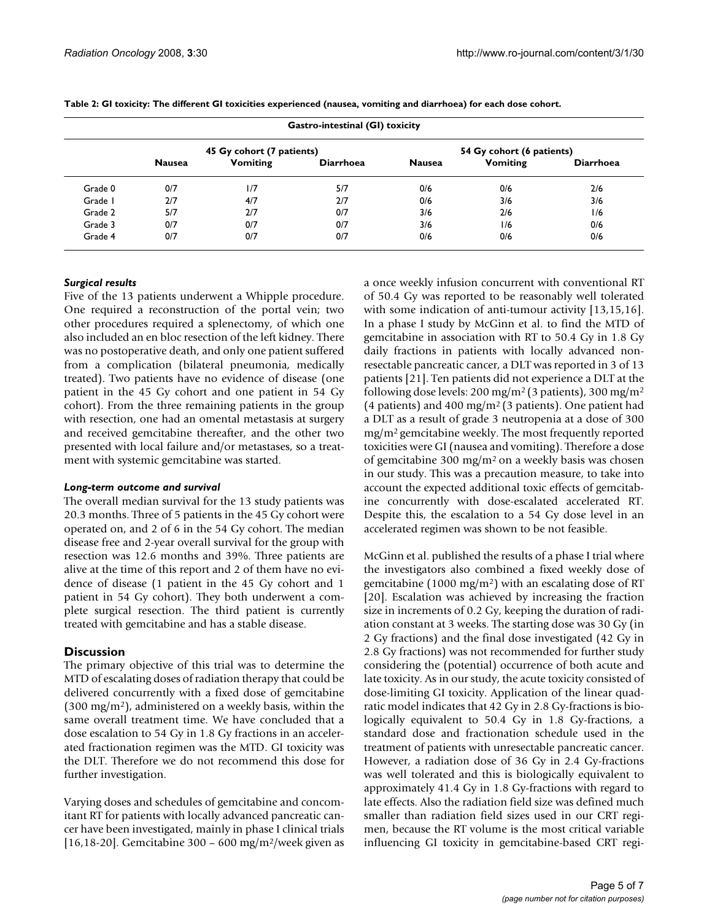**Table 2: GI toxicity: The different GI toxicities experienced (nausea, vomiting and diarrhoea) for each dose cohort.**

| | Gastro-intestinal (GI) toxicity | | | | | |
|---|---|---|---|---|---|---|
| | 45 Gy cohort (7 patients) | | | 54 Gy cohort (6 patients) | | |
| | Nausea | Vomiting | Diarrhoea | Nausea | Vomiting | Diarrhoea |
| Grade 0 | 0/7 | 1/7 | 5/7 | 0/6 | 0/6 | 2/6 |
| Grade 1 | 2/7 | 4/7 | 2/7 | 0/6 | 3/6 | 3/6 |
| Grade 2 | 5/7 | 2/7 | 0/7 | 3/6 | 2/6 | 1/6 |
| Grade 3 | 0/7 | 0/7 | 0/7 | 3/6 | 1/6 | 0/6 |
| Grade 4 | 0/7 | 0/7 | 0/7 | 0/6 | 0/6 | 0/6 |

### *Surgical results*

Five of the 13 patients underwent a Whipple procedure. One required a reconstruction of the portal vein; two other procedures required a splenectomy, of which one also included an en bloc resection of the left kidney. There was no postoperative death, and only one patient suffered from a complication (bilateral pneumonia, medically treated). Two patients have no evidence of disease (one patient in the 45 Gy cohort and one patient in 54 Gy cohort). From the three remaining patients in the group with resection, one had an omental metastasis at surgery and received gemcitabine thereafter, and the other two presented with local failure and/or metastases, so a treatment with systemic gemcitabine was started.

### *Long-term outcome and survival*

The overall median survival for the 13 study patients was 20.3 months. Three of 5 patients in the 45 Gy cohort were operated on, and 2 of 6 in the 54 Gy cohort. The median disease free and 2-year overall survival for the group with resection was 12.6 months and 39%. Three patients are alive at the time of this report and 2 of them have no evidence of disease (1 patient in the 45 Gy cohort and 1 patient in 54 Gy cohort). They both underwent a complete surgical resection. The third patient is currently treated with gemcitabine and has a stable disease.

## Discussion

The primary objective of this trial was to determine the MTD of escalating doses of radiation therapy that could be delivered concurrently with a fixed dose of gemcitabine (300 mg/m$^2$), administered on a weekly basis, within the same overall treatment time. We have concluded that a dose escalation to 54 Gy in 1.8 Gy fractions in an accelerated fractionation regimen was the MTD. GI toxicity was the DLT. Therefore we do not recommend this dose for further investigation.

Varying doses and schedules of gemcitabine and concomitant RT for patients with locally advanced pancreatic cancer have been investigated, mainly in phase I clinical trials [16,18-20]. Gemcitabine 300 – 600 mg/m$^2$/week given as a once weekly infusion concurrent with conventional RT of 50.4 Gy was reported to be reasonably well tolerated with some indication of anti-tumour activity [13,15,16]. In a phase I study by McGinn et al. to find the MTD of gemcitabine in association with RT to 50.4 Gy in 1.8 Gy daily fractions in patients with locally advanced non-resectable pancreatic cancer, a DLT was reported in 3 of 13 patients [21]. Ten patients did not experience a DLT at the following dose levels: 200 mg/m$^2$ (3 patients), 300 mg/m$^2$ (4 patients) and 400 mg/m$^2$ (3 patients). One patient had a DLT as a result of grade 3 neutropenia at a dose of 300 mg/m$^2$ gemcitabine weekly. The most frequently reported toxicities were GI (nausea and vomiting). Therefore a dose of gemcitabine 300 mg/m$^2$ on a weekly basis was chosen in our study. This was a precaution measure, to take into account the expected additional toxic effects of gemcitabine concurrently with dose-escalated accelerated RT. Despite this, the escalation to a 54 Gy dose level in an accelerated regimen was shown to be not feasible.

McGinn et al. published the results of a phase I trial where the investigators also combined a fixed weekly dose of gemcitabine (1000 mg/m$^2$) with an escalating dose of RT [20]. Escalation was achieved by increasing the fraction size in increments of 0.2 Gy, keeping the duration of radiation constant at 3 weeks. The starting dose was 30 Gy (in 2 Gy fractions) and the final dose investigated (42 Gy in 2.8 Gy fractions) was not recommended for further study considering the (potential) occurrence of both acute and late toxicity. As in our study, the acute toxicity consisted of dose-limiting GI toxicity. Application of the linear quadratic model indicates that 42 Gy in 2.8 Gy-fractions is biologically equivalent to 50.4 Gy in 1.8 Gy-fractions, a standard dose and fractionation schedule used in the treatment of patients with unresectable pancreatic cancer. However, a radiation dose of 36 Gy in 2.4 Gy-fractions was well tolerated and this is biologically equivalent to approximately 41.4 Gy in 1.8 Gy-fractions with regard to late effects. Also the radiation field size was defined much smaller than radiation field sizes used in our CRT regimen, because the RT volume is the most critical variable influencing GI toxicity in gemcitabine-based CRT regi-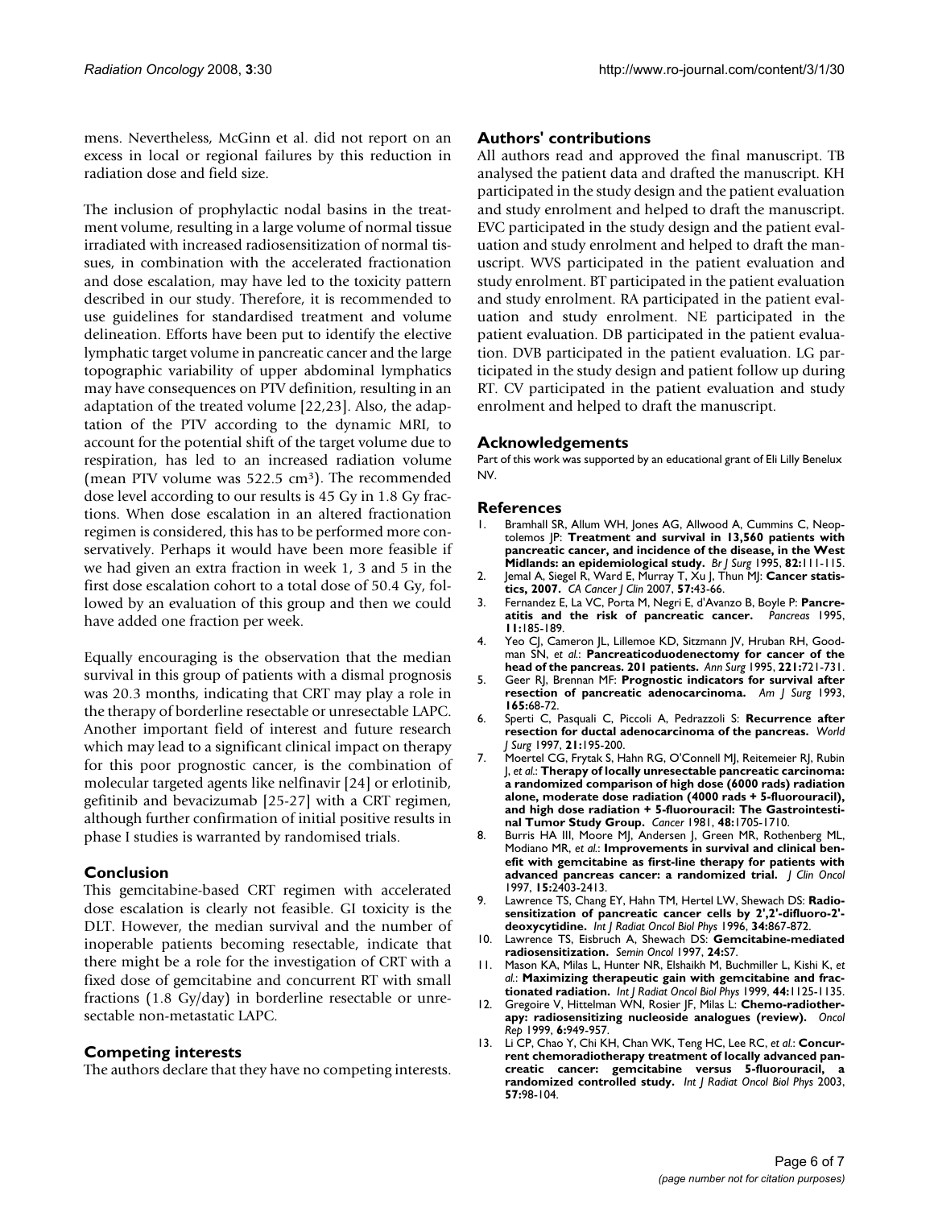mens. Nevertheless, McGinn et al. did not report on an excess in local or regional failures by this reduction in radiation dose and field size.

The inclusion of prophylactic nodal basins in the treatment volume, resulting in a large volume of normal tissue irradiated with increased radiosensitization of normal tissues, in combination with the accelerated fractionation and dose escalation, may have led to the toxicity pattern described in our study. Therefore, it is recommended to use guidelines for standardised treatment and volume delineation. Efforts have been put to identify the elective lymphatic target volume in pancreatic cancer and the large topographic variability of upper abdominal lymphatics may have consequences on PTV definition, resulting in an adaptation of the treated volume [22,23]. Also, the adaptation of the PTV according to the dynamic MRI, to account for the potential shift of the target volume due to respiration, has led to an increased radiation volume (mean PTV volume was 522.5 $cm^3$). The recommended dose level according to our results is 45 Gy in 1.8 Gy fractions. When dose escalation in an altered fractionation regimen is considered, this has to be performed more conservatively. Perhaps it would have been more feasible if we had given an extra fraction in week 1, 3 and 5 in the first dose escalation cohort to a total dose of 50.4 Gy, followed by an evaluation of this group and then we could have added one fraction per week.

Equally encouraging is the observation that the median survival in this group of patients with a dismal prognosis was 20.3 months, indicating that CRT may play a role in the therapy of borderline resectable or unresectable LAPC. Another important field of interest and future research which may lead to a significant clinical impact on therapy for this poor prognostic cancer, is the combination of molecular targeted agents like nelfinavir [24] or erlotinib, gefitinib and bevacizumab [25-27] with a CRT regimen, although further confirmation of initial positive results in phase I studies is warranted by randomised trials.

## Conclusion

This gemcitabine-based CRT regimen with accelerated dose escalation is clearly not feasible. GI toxicity is the DLT. However, the median survival and the number of inoperable patients becoming resectable, indicate that there might be a role for the investigation of CRT with a fixed dose of gemcitabine and concurrent RT with small fractions (1.8 Gy/day) in borderline resectable or unresectable non-metastatic LAPC.

## Competing interests

The authors declare that they have no competing interests.

## Authors' contributions

All authors read and approved the final manuscript. TB analysed the patient data and drafted the manuscript. KH participated in the study design and the patient evaluation and study enrolment and helped to draft the manuscript. EVC participated in the study design and the patient evaluation and study enrolment and helped to draft the manuscript. WVS participated in the patient evaluation and study enrolment. BT participated in the patient evaluation and study enrolment. RA participated in the patient evaluation and study enrolment. NE participated in the patient evaluation. DB participated in the patient evaluation. DVB participated in the patient evaluation. LG participated in the study design and patient follow up during RT. CV participated in the patient evaluation and study enrolment and helped to draft the manuscript.

## Acknowledgements

Part of this work was supported by an educational grant of Eli Lilly Benelux NV.

## References

1. Bramhall SR, Allum WH, Jones AG, Allwood A, Cummins C, Neoptolemos JP: **Treatment and survival in 13,560 patients with pancreatic cancer, and incidence of the disease, in the West Midlands: an epidemiological study.** *Br J Surg* 1995, **82:**111-115.
2. Jemal A, Siegel R, Ward E, Murray T, Xu J, Thun MJ: **Cancer statistics, 2007.** *CA Cancer J Clin* 2007, **57:**43-66.
3. Fernandez E, La VC, Porta M, Negri E, d'Avanzo B, Boyle P: **Pancreatitis and the risk of pancreatic cancer.** *Pancreas* 1995, **11:**185-189.
4. Yeo CJ, Cameron JL, Lillemoe KD, Sitzmann JV, Hruban RH, Goodman SN, *et al.*: **Pancreaticoduodenectomy for cancer of the head of the pancreas. 201 patients.** *Ann Surg* 1995, **221:**721-731.
5. Geer RJ, Brennan MF: **Prognostic indicators for survival after resection of pancreatic adenocarcinoma.** *Am J Surg* 1993, **165:**68-72.
6. Sperti C, Pasquali C, Piccoli A, Pedrazzoli S: **Recurrence after resection for ductal adenocarcinoma of the pancreas.** *World J Surg* 1997, **21:**195-200.
7. Moertel CG, Frytak S, Hahn RG, O'Connell MJ, Reitemeier RJ, Rubin J, *et al.*: **Therapy of locally unresectable pancreatic carcinoma: a randomized comparison of high dose (6000 rads) radiation alone, moderate dose radiation (4000 rads + 5-fluorouracil), and high dose radiation + 5-fluorouracil: The Gastrointestinal Tumor Study Group.** *Cancer* 1981, **48:**1705-1710.
8. Burris HA III, Moore MJ, Andersen J, Green MR, Rothenberg ML, Modiano MR, *et al.*: **Improvements in survival and clinical benefit with gemcitabine as first-line therapy for patients with advanced pancreas cancer: a randomized trial.** *J Clin Oncol* 1997, **15:**2403-2413.
9. Lawrence TS, Chang EY, Hahn TM, Hertel LW, Shewach DS: **Radiosensitization of pancreatic cancer cells by 2',2'-difluoro-2'-deoxycytidine.** *Int J Radiat Oncol Biol Phys* 1996, **34:**867-872.
10. Lawrence TS, Eisbruch A, Shewach DS: **Gemcitabine-mediated radiosensitization.** *Semin Oncol* 1997, **24:**S7.
11. Mason KA, Milas L, Hunter NR, Elshaikh M, Buchmiller L, Kishi K, *et al.*: **Maximizing therapeutic gain with gemcitabine and fractionated radiation.** *Int J Radiat Oncol Biol Phys* 1999, **44:**1125-1135.
12. Gregoire V, Hittelman WN, Rosier JF, Milas L: **Chemo-radiotherapy: radiosensitizing nucleoside analogues (review).** *Oncol Rep* 1999, **6:**949-957.
13. Li CP, Chao Y, Chi KH, Chan WK, Teng HC, Lee RC, *et al.*: **Concurrent chemoradiotherapy treatment of locally advanced pancreatic cancer: gemcitabine versus 5-fluorouracil, a randomized controlled study.** *Int J Radiat Oncol Biol Phys* 2003, **57:**98-104.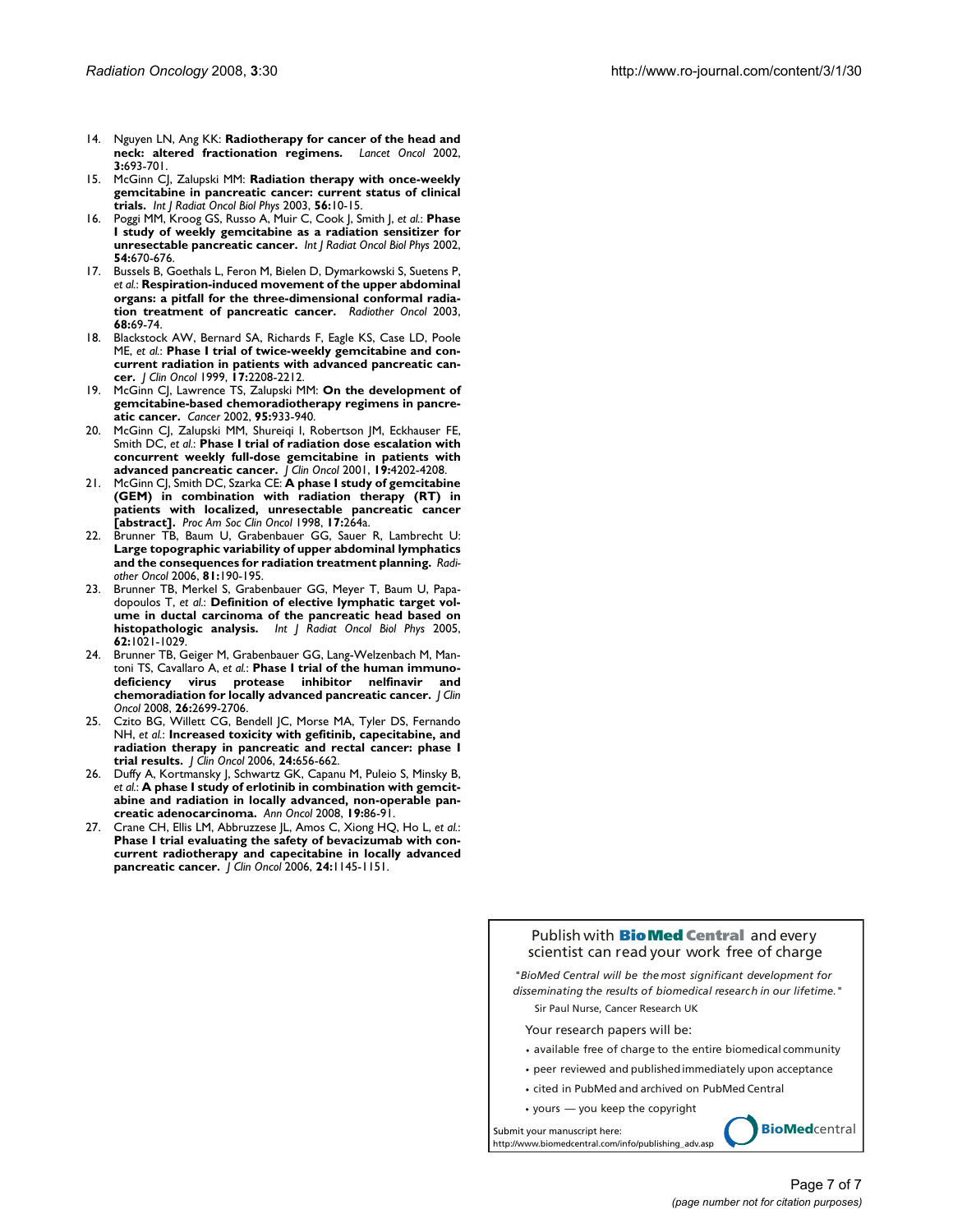14. Nguyen LN, Ang KK: **Radiotherapy for cancer of the head and neck: altered fractionation regimens.** *Lancet Oncol* 2002, **3:**693-701.
15. McGinn CJ, Zalupski MM: **Radiation therapy with once-weekly gemcitabine in pancreatic cancer: current status of clinical trials.** *Int J Radiat Oncol Biol Phys* 2003, **56:**10-15.
16. Poggi MM, Kroog GS, Russo A, Muir C, Cook J, Smith J, *et al.*: **Phase I study of weekly gemcitabine as a radiation sensitizer for unresectable pancreatic cancer.** *Int J Radiat Oncol Biol Phys* 2002, **54:**670-676.
17. Bussels B, Goethals L, Feron M, Bielen D, Dymarkowski S, Suetens P, *et al.*: **Respiration-induced movement of the upper abdominal organs: a pitfall for the three-dimensional conformal radiation treatment of pancreatic cancer.** *Radiother Oncol* 2003, **68:**69-74.
18. Blackstock AW, Bernard SA, Richards F, Eagle KS, Case LD, Poole ME, *et al.*: **Phase I trial of twice-weekly gemcitabine and concurrent radiation in patients with advanced pancreatic cancer.** *J Clin Oncol* 1999, **17:**2208-2212.
19. McGinn CJ, Lawrence TS, Zalupski MM: **On the development of gemcitabine-based chemoradiotherapy regimens in pancreatic cancer.** *Cancer* 2002, **95:**933-940.
20. McGinn CJ, Zalupski MM, Shureiqi I, Robertson JM, Eckhauser FE, Smith DC, *et al.*: **Phase I trial of radiation dose escalation with concurrent weekly full-dose gemcitabine in patients with advanced pancreatic cancer.** *J Clin Oncol* 2001, **19:**4202-4208.
21. McGinn CJ, Smith DC, Szarka CE: **A phase I study of gemcitabine (GEM) in combination with radiation therapy (RT) in patients with localized, unresectable pancreatic cancer [abstract].** *Proc Am Soc Clin Oncol* 1998, **17:**264a.
22. Brunner TB, Baum U, Grabenbauer GG, Sauer R, Lambrecht U: **Large topographic variability of upper abdominal lymphatics and the consequences for radiation treatment planning.** *Radiother Oncol* 2006, **81:**190-195.
23. Brunner TB, Merkel S, Grabenbauer GG, Meyer T, Baum U, Papadopoulos T, *et al.*: **Definition of elective lymphatic target volume in ductal carcinoma of the pancreatic head based on histopathologic analysis.** *Int J Radiat Oncol Biol Phys* 2005, **62:**1021-1029.
24. Brunner TB, Geiger M, Grabenbauer GG, Lang-Welzenbach M, Mantoni TS, Cavallaro A, *et al.*: **Phase I trial of the human immunodeficiency virus protease inhibitor nelfinavir and chemoradiation for locally advanced pancreatic cancer.** *J Clin Oncol* 2008, **26:**2699-2706.
25. Czito BG, Willett CG, Bendell JC, Morse MA, Tyler DS, Fernando NH, *et al.*: **Increased toxicity with gefitinib, capecitabine, and radiation therapy in pancreatic and rectal cancer: phase I trial results.** *J Clin Oncol* 2006, **24:**656-662.
26. Duffy A, Kortmansky J, Schwartz GK, Capanu M, Puleio S, Minsky B, *et al.*: **A phase I study of erlotinib in combination with gemcitabine and radiation in locally advanced, non-operable pancreatic adenocarcinoma.** *Ann Oncol* 2008, **19:**86-91.
27. Crane CH, Ellis LM, Abbruzzese JL, Amos C, Xiong HQ, Ho L, *et al.*: **Phase I trial evaluating the safety of bevacizumab with concurrent radiotherapy and capecitabine in locally advanced pancreatic cancer.** *J Clin Oncol* 2006, **24:**1145-1151.

Publish with **BioMed Central** and every scientist can read your work free of charge

*"BioMed Central will be the most significant development for disseminating the results of biomedical research in our lifetime."*
Sir Paul Nurse, Cancer Research UK

Your research papers will be:

- available free of charge to the entire biomedical community
- peer reviewed and published immediately upon acceptance
- cited in PubMed and archived on PubMed Central
- yours — you keep the copyright

Submit your manuscript here:
http://www.biomedcentral.com/info/publishing_adv.asp

**BioMed**central